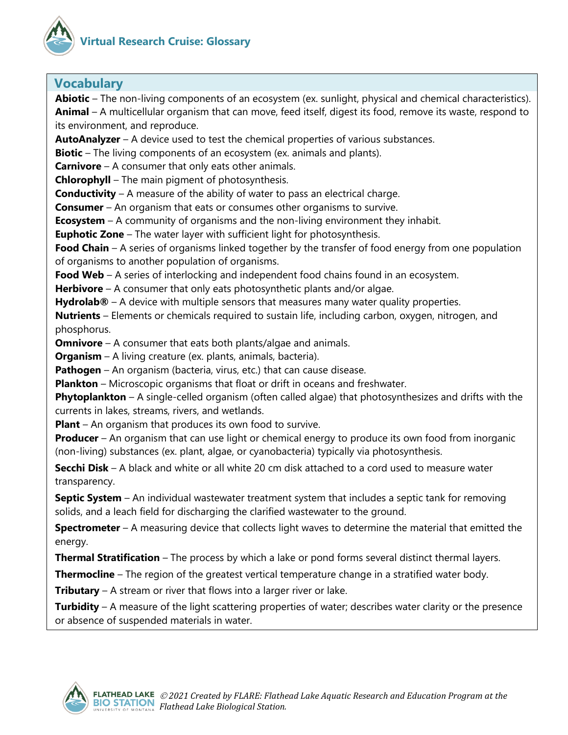# Virtual Research Cruise: Glossary

## Vocabulary

**Abiotic** – The non-living components of an ecosystem (ex. sunlight, physical and chemical characteristics).

**Animal** – A multicellular organism that can move, feed itself, digest its food, remove its waste, respond to its environment, and reproduce.

**AutoAnalyzer** – A device used to test the chemical properties of various substances.

**Biotic** – The living components of an ecosystem (ex. animals and plants).

**Carnivore** – A consumer that only eats other animals.

**Chlorophyll** – The main pigment of photosynthesis.

**Conductivity** – A measure of the ability of water to pass an electrical charge.

**Consumer** – An organism that eats or consumes other organisms to survive.

**Ecosystem** – A community of organisms and the non-living environment they inhabit.

**Euphotic Zone** – The water layer with sufficient light for photosynthesis.

**Food Chain** – A series of organisms linked together by the transfer of food energy from one population of organisms to another population of organisms.

**Food Web** – A series of interlocking and independent food chains found in an ecosystem.

**Herbivore** – A consumer that only eats photosynthetic plants and/or algae.

**Hydrolab®** – A device with multiple sensors that measures many water quality properties.

**Nutrients** – Elements or chemicals required to sustain life, including carbon, oxygen, nitrogen, and phosphorus.

**Omnivore** – A consumer that eats both plants/algae and animals.

**Organism** – A living creature (ex. plants, animals, bacteria).

**Pathogen** – An organism (bacteria, virus, etc.) that can cause disease.

**Plankton** – Microscopic organisms that float or drift in oceans and freshwater.

**Phytoplankton** – A single-celled organism (often called algae) that photosynthesizes and drifts with the currents in lakes, streams, rivers, and wetlands.

**Plant** – An organism that produces its own food to survive.

**Producer** – An organism that can use light or chemical energy to produce its own food from inorganic (non-living) substances (ex. plant, algae, or cyanobacteria) typically via photosynthesis.

**Secchi Disk** – A black and white or all white 20 cm disk attached to a cord used to measure water transparency.

**Septic System** – An individual wastewater treatment system that includes a septic tank for removing solids, and a leach field for discharging the clarified wastewater to the ground.

**Spectrometer** – A measuring device that collects light waves to determine the material that emitted the energy.

**Thermal Stratification** – The process by which a lake or pond forms several distinct thermal layers.

**Thermocline** – The region of the greatest vertical temperature change in a stratified water body.

**Tributary** – A stream or river that flows into a larger river or lake.

**Turbidity** – A measure of the light scattering properties of water; describes water clarity or the presence or absence of suspended materials in water.

*© 2021 Created by FLARE: Flathead Lake Aquatic Research and Education Program at the Flathead Lake Biological Station.*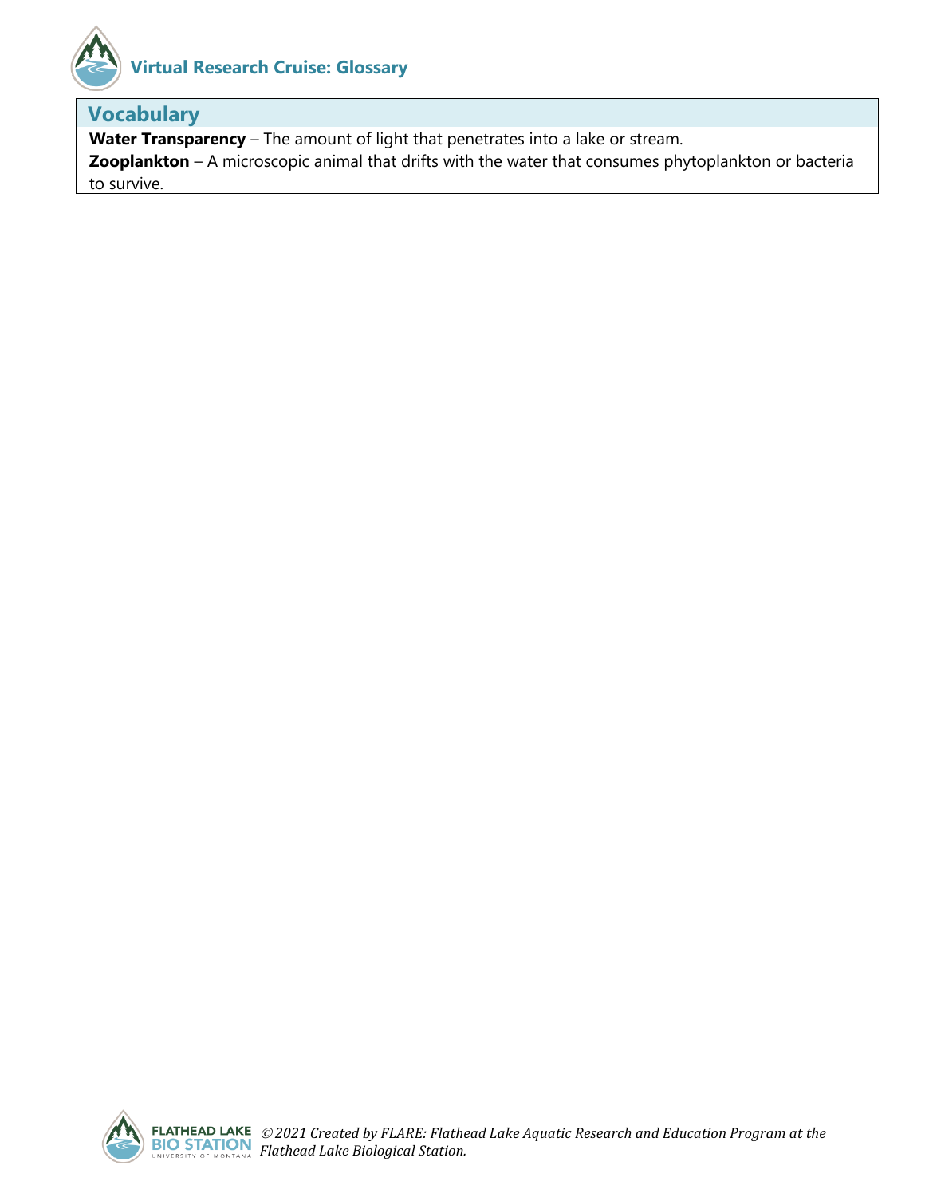## Vocabulary

**Water Transparency** – The amount of light that penetrates into a lake or stream.

**Zooplankton** – A microscopic animal that drifts with the water that consumes phytoplankton or bacteria to survive.

*© 2021 Created by FLARE: Flathead Lake Aquatic Research and Education Program at the Flathead Lake Biological Station.*